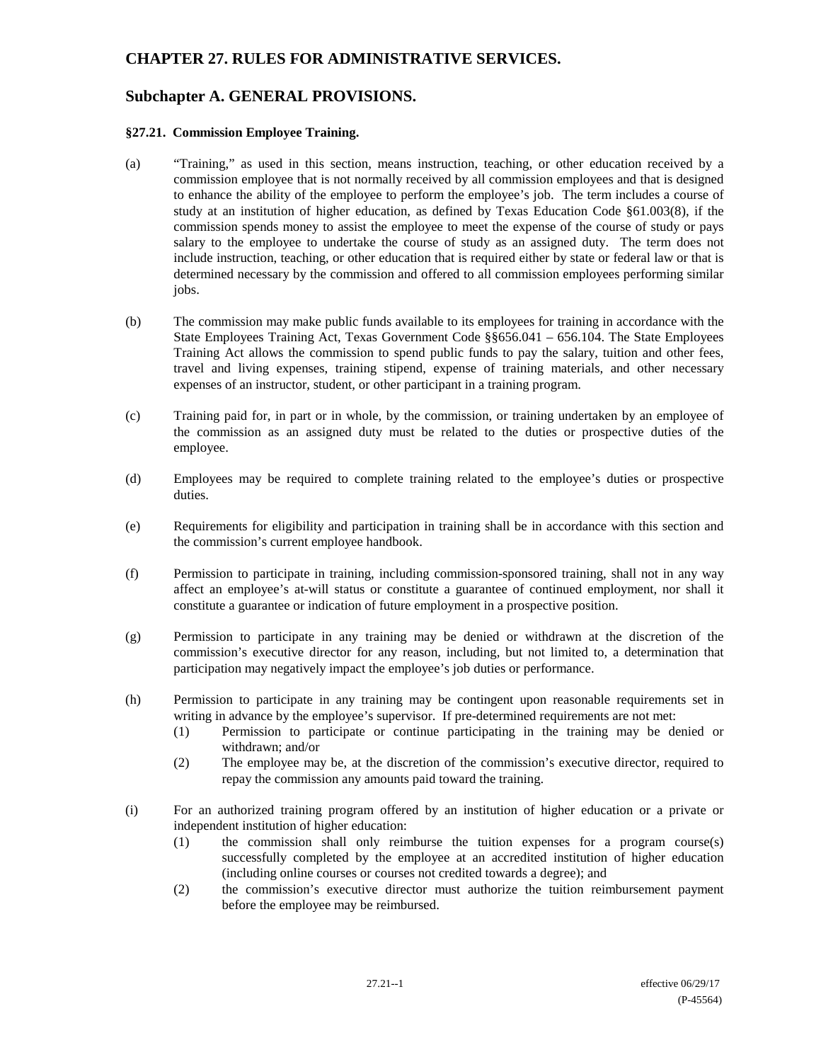# CHAPTER 27. RULES FOR ADMINISTRATIVE SERVICES.

## Subchapter A. GENERAL PROVISIONS.

### §27.21. Commission Employee Training.

(a) "Training," as used in this section, means instruction, teaching, or other education received by a commission employee that is not normally received by all commission employees and that is designed to enhance the ability of the employee to perform the employee's job. The term includes a course of study at an institution of higher education, as defined by Texas Education Code §61.003(8), if the commission spends money to assist the employee to meet the expense of the course of study or pays salary to the employee to undertake the course of study as an assigned duty. The term does not include instruction, teaching, or other education that is required either by state or federal law or that is determined necessary by the commission and offered to all commission employees performing similar jobs.

(b) The commission may make public funds available to its employees for training in accordance with the State Employees Training Act, Texas Government Code §§656.041 – 656.104. The State Employees Training Act allows the commission to spend public funds to pay the salary, tuition and other fees, travel and living expenses, training stipend, expense of training materials, and other necessary expenses of an instructor, student, or other participant in a training program.

(c) Training paid for, in part or in whole, by the commission, or training undertaken by an employee of the commission as an assigned duty must be related to the duties or prospective duties of the employee.

(d) Employees may be required to complete training related to the employee's duties or prospective duties.

(e) Requirements for eligibility and participation in training shall be in accordance with this section and the commission's current employee handbook.

(f) Permission to participate in training, including commission-sponsored training, shall not in any way affect an employee's at-will status or constitute a guarantee of continued employment, nor shall it constitute a guarantee or indication of future employment in a prospective position.

(g) Permission to participate in any training may be denied or withdrawn at the discretion of the commission's executive director for any reason, including, but not limited to, a determination that participation may negatively impact the employee's job duties or performance.

(h) Permission to participate in any training may be contingent upon reasonable requirements set in writing in advance by the employee's supervisor. If pre-determined requirements are not met:

- (1) Permission to participate or continue participating in the training may be denied or withdrawn; and/or
- (2) The employee may be, at the discretion of the commission's executive director, required to repay the commission any amounts paid toward the training.

(i) For an authorized training program offered by an institution of higher education or a private or independent institution of higher education:

- (1) the commission shall only reimburse the tuition expenses for a program course(s) successfully completed by the employee at an accredited institution of higher education (including online courses or courses not credited towards a degree); and
- (2) the commission's executive director must authorize the tuition reimbursement payment before the employee may be reimbursed.

effective 06/29/17
(P-45564)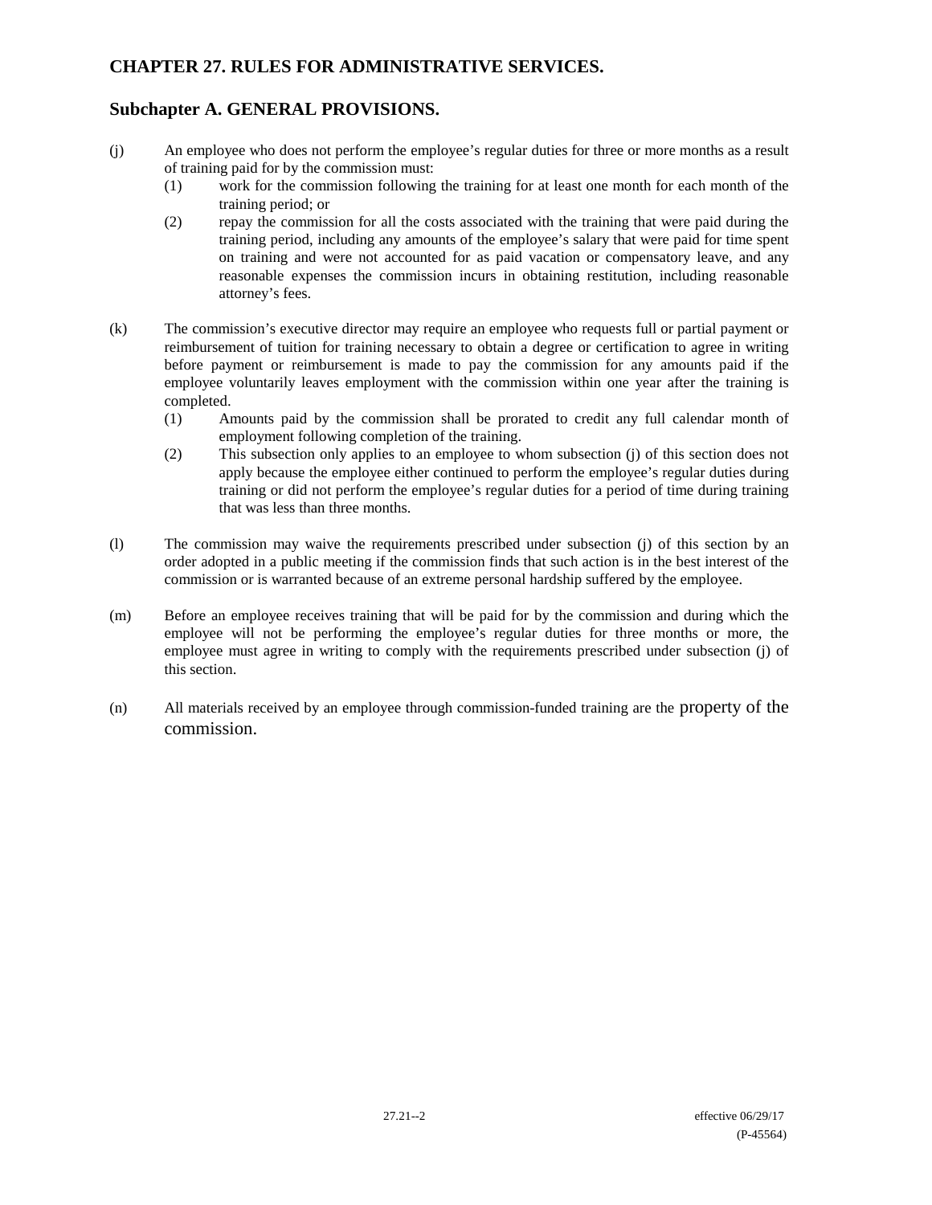## CHAPTER 27. RULES FOR ADMINISTRATIVE SERVICES.

## Subchapter A. GENERAL PROVISIONS.

(j) An employee who does not perform the employee's regular duties for three or more months as a result of training paid for by the commission must:

  (1) work for the commission following the training for at least one month for each month of the training period; or

  (2) repay the commission for all the costs associated with the training that were paid during the training period, including any amounts of the employee's salary that were paid for time spent on training and were not accounted for as paid vacation or compensatory leave, and any reasonable expenses the commission incurs in obtaining restitution, including reasonable attorney's fees.

(k) The commission's executive director may require an employee who requests full or partial payment or reimbursement of tuition for training necessary to obtain a degree or certification to agree in writing before payment or reimbursement is made to pay the commission for any amounts paid if the employee voluntarily leaves employment with the commission within one year after the training is completed.

  (1) Amounts paid by the commission shall be prorated to credit any full calendar month of employment following completion of the training.

  (2) This subsection only applies to an employee to whom subsection (j) of this section does not apply because the employee either continued to perform the employee's regular duties during training or did not perform the employee's regular duties for a period of time during training that was less than three months.

(l) The commission may waive the requirements prescribed under subsection (j) of this section by an order adopted in a public meeting if the commission finds that such action is in the best interest of the commission or is warranted because of an extreme personal hardship suffered by the employee.

(m) Before an employee receives training that will be paid for by the commission and during which the employee will not be performing the employee's regular duties for three months or more, the employee must agree in writing to comply with the requirements prescribed under subsection (j) of this section.

(n) All materials received by an employee through commission-funded training are the property of the commission.